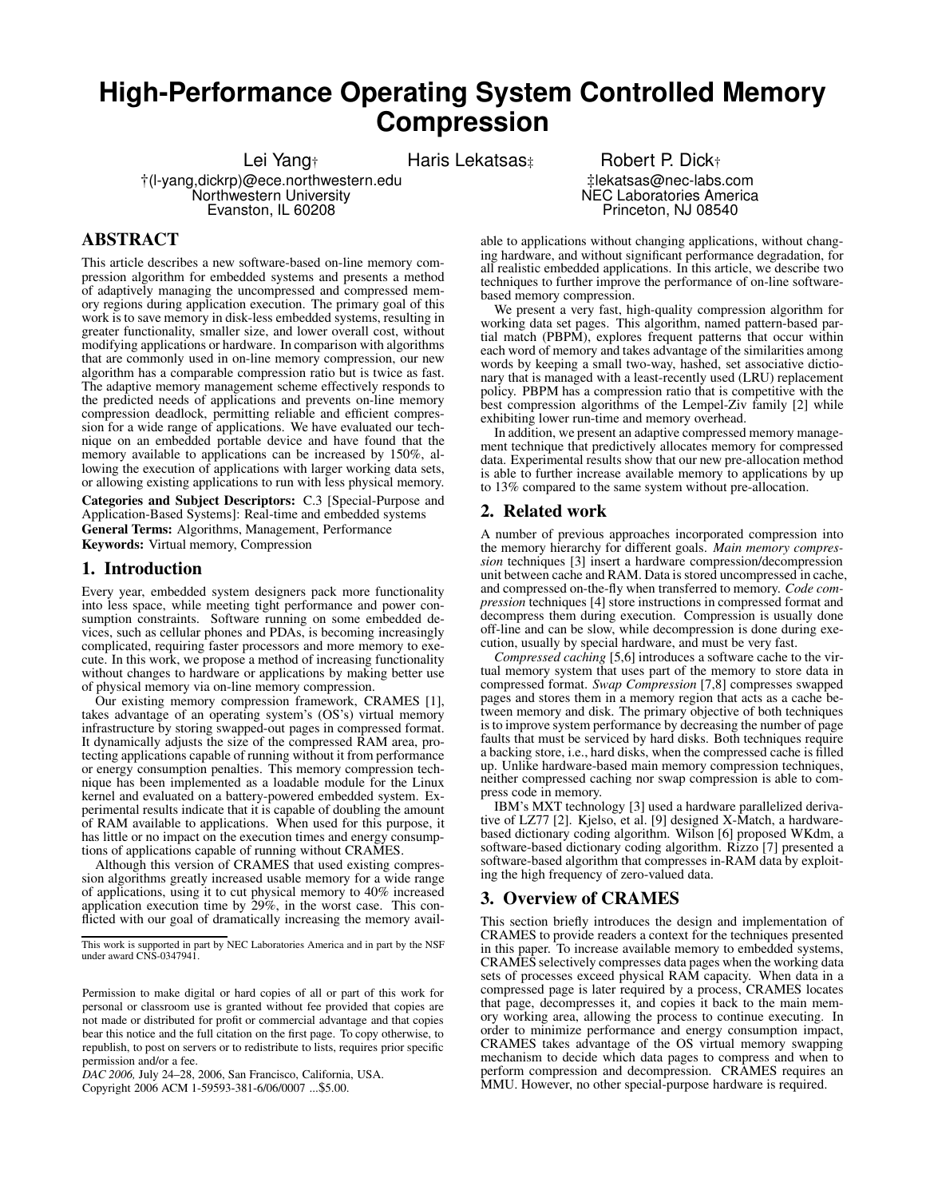# High-Performance Operating System Controlled Memory Compression

Lei Yang† Haris Lekatsas‡ Robert P. Dick†

†(l-yang,dickrp)@ece.northwestern.edu
Northwestern University
Evanston, IL 60208

‡lekatsas@nec-labs.com
NEC Laboratories America
Princeton, NJ 08540

## ABSTRACT

This article describes a new software-based on-line memory compression algorithm for embedded systems and presents a method of adaptively managing the uncompressed and compressed memory regions during application execution. The primary goal of this work is to save memory in disk-less embedded systems, resulting in greater functionality, smaller size, and lower overall cost, without modifying applications or hardware. In comparison with algorithms that are commonly used in on-line memory compression, our new algorithm has a comparable compression ratio but is twice as fast. The adaptive memory management scheme effectively responds to the predicted needs of applications and prevents on-line memory compression deadlock, permitting reliable and efficient compression for a wide range of applications. We have evaluated our technique on an embedded portable device and have found that the memory available to applications can be increased by 150%, allowing the execution of applications with larger working data sets, or allowing existing applications to run with less physical memory.

**Categories and Subject Descriptors:** C.3 [Special-Purpose and Application-Based Systems]: Real-time and embedded systems

**General Terms:** Algorithms, Management, Performance

**Keywords:** Virtual memory, Compression

## 1. Introduction

Every year, embedded system designers pack more functionality into less space, while meeting tight performance and power consumption constraints. Software running on some embedded devices, such as cellular phones and PDAs, is becoming increasingly complicated, requiring faster processors and more memory to execute. In this work, we propose a method of increasing functionality without changes to hardware or applications by making better use of physical memory via on-line memory compression.

Our existing memory compression framework, CRAMES [1], takes advantage of an operating system's (OS's) virtual memory infrastructure by storing swapped-out pages in compressed format. It dynamically adjusts the size of the compressed RAM area, protecting applications capable of running without it from performance or energy consumption penalties. This memory compression technique has been implemented as a loadable module for the Linux kernel and evaluated on a battery-powered embedded system. Experimental results indicate that it is capable of doubling the amount of RAM available to applications. When used for this purpose, it has little or no impact on the execution times and energy consumptions of applications capable of running without CRAMES.

Although this version of CRAMES that used existing compression algorithms greatly increased usable memory for a wide range of applications, using it to cut physical memory to 40% increased application execution time by 29%, in the worst case. This conflicted with our goal of dramatically increasing the memory available to applications without changing applications, without changing hardware, and without significant performance degradation, for all realistic embedded applications. In this article, we describe two techniques to further improve the performance of on-line software-based memory compression.

We present a very fast, high-quality compression algorithm for working data set pages. This algorithm, named pattern-based partial match (PBPM), explores frequent patterns that occur within each word of memory and takes advantage of the similarities among words by keeping a small two-way, hashed, set associative dictionary that is managed with a least-recently used (LRU) replacement policy. PBPM has a compression ratio that is competitive with the best compression algorithms of the Lempel-Ziv family [2] while exhibiting lower run-time and memory overhead.

In addition, we present an adaptive compressed memory management technique that predictively allocates memory for compressed data. Experimental results show that our new pre-allocation method is able to further increase available memory to applications by up to 13% compared to the same system without pre-allocation.

## 2. Related work

A number of previous approaches incorporated compression into the memory hierarchy for different goals. *Main memory compression* techniques [3] insert a hardware compression/decompression unit between cache and RAM. Data is stored uncompressed in cache, and compressed on-the-fly when transferred to memory. *Code compression* techniques [4] store instructions in compressed format and decompress them during execution. Compression is usually done off-line and can be slow, while decompression is done during execution, usually by special hardware, and must be very fast.

*Compressed caching* [5,6] introduces a software cache to the virtual memory system that uses part of the memory to store data in compressed format. *Swap Compression* [7,8] compresses swapped pages and stores them in a memory region that acts as a cache between memory and disk. The primary objective of both techniques is to improve system performance by decreasing the number of page faults that must be serviced by hard disks. Both techniques require a backing store, i.e., hard disks, when the compressed cache is filled up. Unlike hardware-based main memory compression techniques, neither compressed caching nor swap compression is able to compress code in memory.

IBM's MXT technology [3] used a hardware parallelized derivative of LZ77 [2]. Kjelso, et al. [9] designed X-Match, a hardware-based dictionary coding algorithm. Wilson [6] proposed WKdm, a software-based dictionary coding algorithm. Rizzo [7] presented a software-based algorithm that compresses in-RAM data by exploiting the high frequency of zero-valued data.

## 3. Overview of CRAMES

This section briefly introduces the design and implementation of CRAMES to provide readers a context for the techniques presented in this paper. To increase available memory to embedded systems, CRAMES selectively compresses data pages when the working data sets of processes exceed physical RAM capacity. When data in a compressed page is later required by a process, CRAMES locates that page, decompresses it, and copies it back to the main memory working area, allowing the process to continue executing. In order to minimize performance and energy consumption impact, CRAMES takes advantage of the OS virtual memory swapping mechanism to decide which data pages to compress and when to perform compression and decompression. CRAMES requires an MMU. However, no other special-purpose hardware is required.

---

This work is supported in part by NEC Laboratories America and in part by the NSF under award CNS-0347941.

Permission to make digital or hard copies of all or part of this work for personal or classroom use is granted without fee provided that copies are not made or distributed for profit or commercial advantage and that copies bear this notice and the full citation on the first page. To copy otherwise, to republish, to post on servers or to redistribute to lists, requires prior specific permission and/or a fee.

*DAC 2006,* July 24–28, 2006, San Francisco, California, USA.
Copyright 2006 ACM 1-59593-381-6/06/0007 ...$5.00.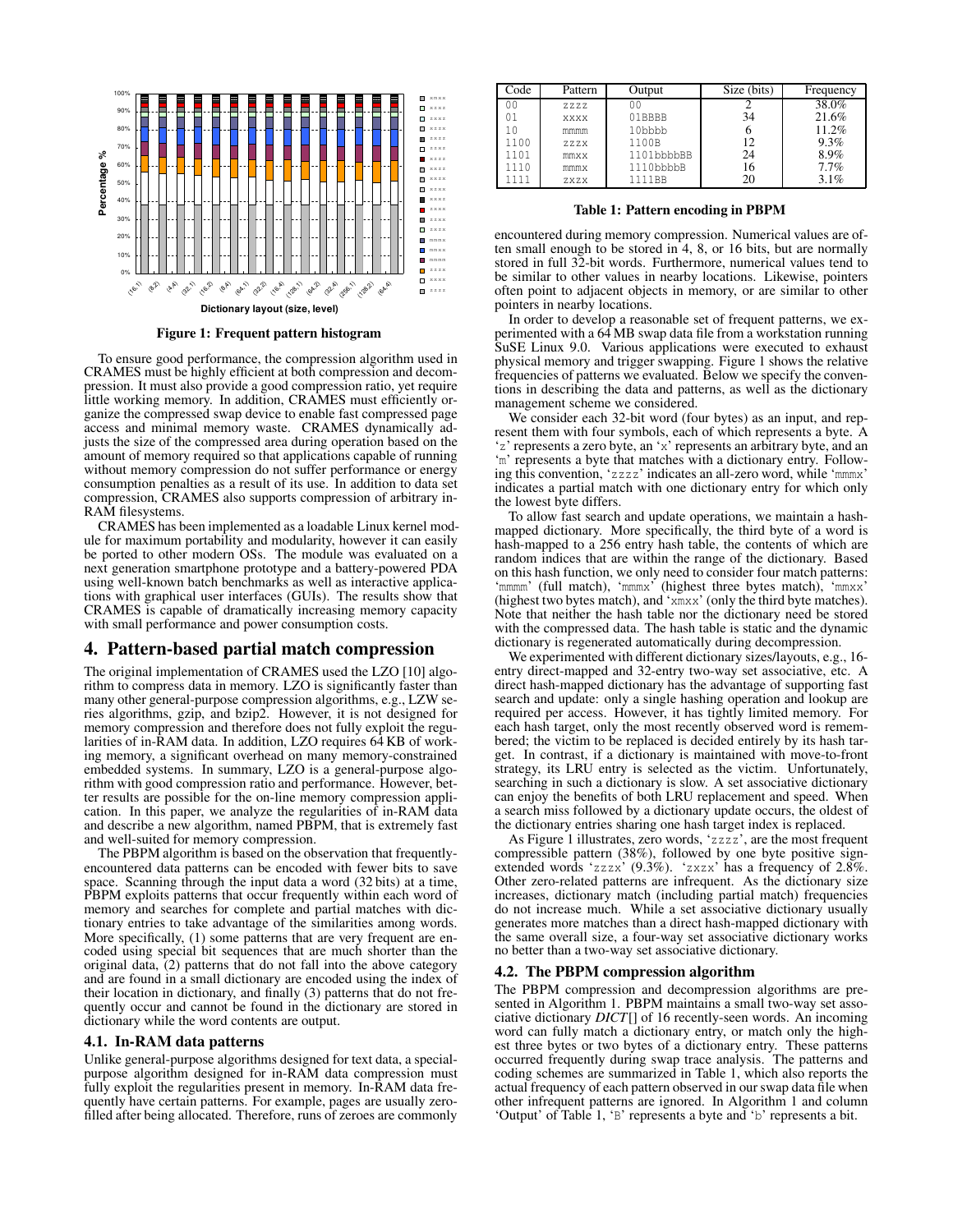Figure 1: Frequent pattern histogram

To ensure good performance, the compression algorithm used in CRAMES must be highly efficient at both compression and decompression. It must also provide a good compression ratio, yet require little working memory. In addition, CRAMES must efficiently organize the compressed swap device to enable fast compressed page access and minimal memory waste. CRAMES dynamically adjusts the size of the compressed area during operation based on the amount of memory required so that applications capable of running without memory compression do not suffer performance or energy consumption penalties as a result of its use. In addition to data set compression, CRAMES also supports compression of arbitrary in-RAM filesystems.

CRAMES has been implemented as a loadable Linux kernel module for maximum portability and modularity, however it can easily be ported to other modern OSs. The module was evaluated on a next generation smartphone prototype and a battery-powered PDA using well-known batch benchmarks as well as interactive applications with graphical user interfaces (GUIs). The results show that CRAMES is capable of dramatically increasing memory capacity with small performance and power consumption costs.

## 4. Pattern-based partial match compression

The original implementation of CRAMES used the LZO [10] algorithm to compress data in memory. LZO is significantly faster than many other general-purpose compression algorithms, e.g., LZW series algorithms, gzip, and bzip2. However, it is not designed for memory compression and therefore does not fully exploit the regularities of in-RAM data. In addition, LZO requires 64 KB of working memory, a significant overhead on many memory-constrained embedded systems. In summary, LZO is a general-purpose algorithm with good compression ratio and performance. However, better results are possible for the on-line memory compression application. In this paper, we analyze the regularities of in-RAM data and describe a new algorithm, named PBPM, that is extremely fast and well-suited for memory compression.

The PBPM algorithm is based on the observation that frequently-encountered data patterns can be encoded with fewer bits to save space. Scanning through the input data a word (32 bits) at a time, PBPM exploits patterns that occur frequently within each word of memory and searches for complete and partial matches with dictionary entries to take advantage of the similarities among words. More specifically, (1) some patterns that are very frequent are encoded using special bit sequences that are much shorter than the original data, (2) patterns that do not fall into the above category and are found in a small dictionary are encoded using the index of their location in dictionary, and finally (3) patterns that do not frequently occur and cannot be found in the dictionary are stored in dictionary while the word contents are output.

### 4.1. In-RAM data patterns

Unlike general-purpose algorithms designed for text data, a special-purpose algorithm designed for in-RAM data compression must fully exploit the regularities present in memory. In-RAM data frequently have certain patterns. For example, pages are usually zero-filled after being allocated. Therefore, runs of zeroes are commonly encountered during memory compression. Numerical values are often small enough to be stored in 4, 8, or 16 bits, but are normally stored in full 32-bit words. Furthermore, numerical values tend to be similar to other values in nearby locations. Likewise, pointers often point to adjacent objects in memory, or are similar to other pointers in nearby locations.

| Code | Pattern | Output | Size (bits) | Frequency |
|---|---|---|---|---|
| 00 | zzzz | 00 | 2 | 38.0% |
| 01 | xxxx | 01BBBB | 34 | 21.6% |
| 10 | mmmm | 10bbbb | 6 | 11.2% |
| 1100 | zzzx | 1100B | 12 | 9.3% |
| 1101 | mmxx | 1101bbbbBB | 24 | 8.9% |
| 1110 | mmmx | 1110bbbbB | 16 | 7.7% |
| 1111 | zxzx | 1111BB | 20 | 3.1% |

**Table 1: Pattern encoding in PBPM**

In order to develop a reasonable set of frequent patterns, we experimented with a 64 MB swap data file from a workstation running SuSE Linux 9.0. Various applications were executed to exhaust physical memory and trigger swapping. Figure 1 shows the relative frequencies of patterns we evaluated. Below we specify the conventions in describing the data and patterns, as well as the dictionary management scheme we considered.

We consider each 32-bit word (four bytes) as an input, and represent them with four symbols, each of which represents a byte. A 'z' represents a zero byte, an 'x' represents an arbitrary byte, and an 'm' represents a byte that matches with a dictionary entry. Following this convention, 'zzzz' indicates an all-zero word, while 'mmmx' indicates a partial match with one dictionary entry for which only the lowest byte differs.

To allow fast search and update operations, we maintain a hash-mapped dictionary. More specifically, the third byte of a word is hash-mapped to a 256 entry hash table, the contents of which are random indices that are within the range of the dictionary. Based on this hash function, we only need to consider four match patterns: 'mmmm' (full match), 'mmmx' (highest three bytes match), 'mmxx' (highest two bytes match), and 'xmxx' (only the third byte matches). Note that neither the hash table nor the dictionary need be stored with the compressed data. The hash table is static and the dynamic dictionary is regenerated automatically during decompression.

We experimented with different dictionary sizes/layouts, e.g., 16-entry direct-mapped and 32-entry two-way set associative, etc. A direct hash-mapped dictionary has the advantage of supporting fast search and update: only a single hashing operation and lookup are required per access. However, it has tightly limited memory. For each hash target, only the most recently observed word is remembered; the victim to be replaced is decided entirely by its hash target. In contrast, if a dictionary is maintained with move-to-front strategy, its LRU entry is selected as the victim. Unfortunately, searching in such a dictionary is slow. A set associative dictionary can enjoy the benefits of both LRU replacement and speed. When a search miss followed by a dictionary update occurs, the oldest of the dictionary entries sharing one hash target index is replaced.

As Figure 1 illustrates, zero words, 'zzzz', are the most frequent compressible pattern (38%), followed by one byte positive sign-extended words 'zzzx' (9.3%). 'zxzx' has a frequency of 2.8%. Other zero-related patterns are infrequent. As the dictionary size increases, dictionary match (including partial match) frequencies do not increase much. While a set associative dictionary usually generates more matches than a direct hash-mapped dictionary with the same overall size, a four-way set associative dictionary works no better than a two-way set associative dictionary.

### 4.2. The PBPM compression algorithm

The PBPM compression and decompression algorithms are presented in Algorithm 1. PBPM maintains a small two-way set associative dictionary *DICT*[] of 16 recently-seen words. An incoming word can fully match a dictionary entry, or match only the highest three bytes or two bytes of a dictionary entry. These patterns occurred frequently during swap trace analysis. The patterns and coding schemes are summarized in Table 1, which also reports the actual frequency of each pattern observed in our swap data file when other infrequent patterns are ignored. In Algorithm 1 and column 'Output' of Table 1, 'B' represents a byte and 'b' represents a bit.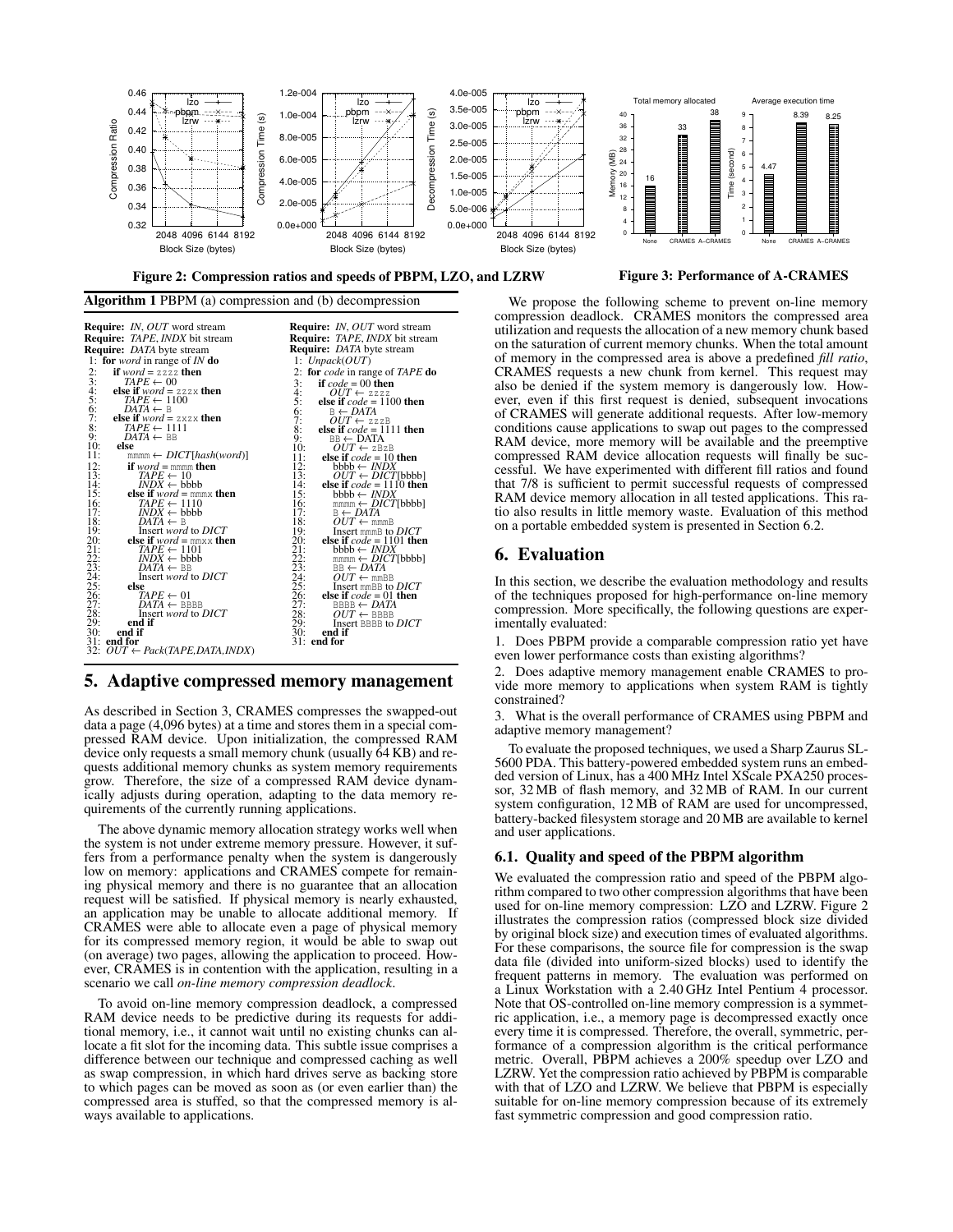Figure 2: Compression ratios and speeds of PBPM, LZO, and LZRW

Figure 3: Performance of A-CRAMES

**Algorithm 1** PBPM (a) compression and (b) decompression

(a) Compression

```
Require: IN, OUT word stream
Require: TAPE, INDX bit stream
Require: DATA byte stream
 1: for word in range of IN do
 2:   if word = zzzz then
 3:     TAPE ← 00
 4:   else if word = zzzx then
 5:     TAPE ← 1100
 6:     DATA ← B
 7:   else if word = zxzx then
 8:     TAPE ← 1111
 9:     DATA ← BB
10:   else
11:     mmmm ← DICT[hash(word)]
12:     if word = mmmm then
13:       TAPE ← 10
14:       INDX ← bbbb
15:     else if word = mmmx then
16:       TAPE ← 1110
17:       INDX ← bbbb
18:       DATA ← B
19:       Insert word to DICT
20:     else if word = mmxx then
21:       TAPE ← 1101
22:       INDX ← bbbb
23:       DATA ← BB
24:       Insert word to DICT
25:     else
26:       TAPE ← 01
27:       DATA ← BBBB
28:       Insert word to DICT
29:     end if
30:   end if
31: end for
32: OUT ← Pack(TAPE,DATA,INDX)
```

(b) Decompression

```
Require: IN, OUT word stream
Require: TAPE, INDX bit stream
Require: DATA byte stream
 1: Unpack(OUT)
 2: for code in range of TAPE do
 3:   if code = 00 then
 4:     OUT ← zzzz
 5:   else if code = 1100 then
 6:     B ← DATA
 7:     OUT ← zzzB
 8:   else if code = 1111 then
 9:     BB ← DATA
10:     OUT ← zBzB
11:   else if code = 10 then
12:     bbbb ← INDX
13:     OUT ← DICT[bbbb]
14:   else if code = 1110 then
15:     bbbb ← INDX
16:     mmmm ← DICT[bbbb]
17:     B ← DATA
18:     OUT ← mmmB
19:     Insert mmmB to DICT
20:   else if code = 1101 then
21:     bbbb ← INDX
22:     mmmm ← DICT[bbbb]
23:     BB ← DATA
24:     OUT ← mmBB
25:     Insert mmBB to DICT
26:   else if code = 01 then
27:     BBBB ← DATA
28:     OUT ← BBBB
29:     Insert BBBB to DICT
30:   end if
31: end for
```

## 5. Adaptive compressed memory management

As described in Section 3, CRAMES compresses the swapped-out data a page (4,096 bytes) at a time and stores them in a special compressed RAM device. Upon initialization, the compressed RAM device only requests a small memory chunk (usually 64 KB) and requests additional memory chunks as system memory requirements grow. Therefore, the size of a compressed RAM device dynamically adjusts during operation, adapting to the data memory requirements of the currently running applications.

The above dynamic memory allocation strategy works well when the system is not under extreme memory pressure. However, it suffers from a performance penalty when the system is dangerously low on memory: applications and CRAMES compete for remaining physical memory and there is no guarantee that an allocation request will be satisfied. If physical memory is nearly exhausted, an application may be unable to allocate additional memory. If CRAMES were able to allocate even a page of physical memory for its compressed memory region, it would be able to swap out (on average) two pages, allowing the application to proceed. However, CRAMES is in contention with the application, resulting in a scenario we call *on-line memory compression deadlock*.

To avoid on-line memory compression deadlock, a compressed RAM device needs to be predictive during its requests for additional memory, i.e., it cannot wait until no existing chunks can allocate a fit slot for the incoming data. This subtle issue comprises a difference between our technique and compressed caching as well as swap compression, in which hard drives serve as backing store to which pages can be moved as soon as (or even earlier than) the compressed area is stuffed, so that the compressed memory is always available to applications.

We propose the following scheme to prevent on-line memory compression deadlock. CRAMES monitors the compressed area utilization and requests the allocation of a new memory chunk based on the saturation of current memory chunks. When the total amount of memory in the compressed area is above a predefined *fill ratio*, CRAMES requests a new chunk from kernel. This request may also be denied if the system memory is dangerously low. However, even if this first request is denied, subsequent invocations of CRAMES will generate additional requests. After low-memory conditions cause applications to swap out pages to the compressed RAM device, more memory will be available and the preemptive compressed RAM device allocation requests will finally be successful. We have experimented with different fill ratios and found that 7/8 is sufficient to permit successful requests of compressed RAM device memory allocation in all tested applications. This ratio also results in little memory waste. Evaluation of this method on a portable embedded system is presented in Section 6.2.

## 6. Evaluation

In this section, we describe the evaluation methodology and results of the techniques proposed for high-performance on-line memory compression. More specifically, the following questions are experimentally evaluated:

1. Does PBPM provide a comparable compression ratio yet have even lower performance costs than existing algorithms?
2. Does adaptive memory management enable CRAMES to provide more memory to applications when system RAM is tightly constrained?
3. What is the overall performance of CRAMES using PBPM and adaptive memory management?

To evaluate the proposed techniques, we used a Sharp Zaurus SL-5600 PDA. This battery-powered embedded system runs an embedded version of Linux, has a 400 MHz Intel XScale PXA250 processor, 32 MB of flash memory, and 32 MB of RAM. In our current system configuration, 12 MB of RAM are used for uncompressed, battery-backed filesystem storage and 20 MB are available to kernel and user applications.

### 6.1. Quality and speed of the PBPM algorithm

We evaluated the compression ratio and speed of the PBPM algorithm compared to two other compression algorithms that have been used for on-line memory compression: LZO and LZRW. Figure 2 illustrates the compression ratios (compressed block size divided by original block size) and execution times of evaluated algorithms. For these comparisons, the source file for compression is the swap data file (divided into uniform-sized blocks) used to identify the frequent patterns in memory. The evaluation was performed on a Linux Workstation with a 2.40 GHz Intel Pentium 4 processor. Note that OS-controlled on-line memory compression is a symmetric application, i.e., a memory page is decompressed exactly once every time it is compressed. Therefore, the overall, symmetric, performance of a compression algorithm is the critical performance metric. Overall, PBPM achieves a 200% speedup over LZO and LZRW. Yet the compression ratio achieved by PBPM is comparable with that of LZO and LZRW. We believe that PBPM is especially suitable for on-line memory compression because of its extremely fast symmetric compression and good compression ratio.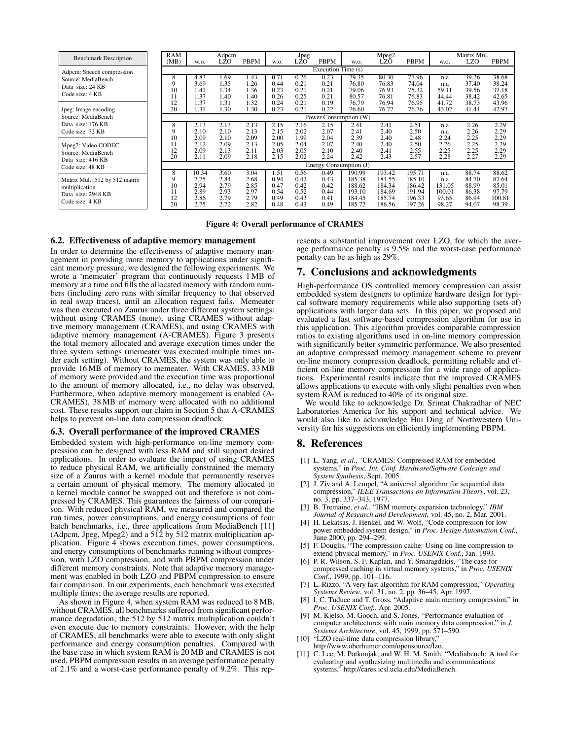| Benchmark Description |
|---|
| Adpcm: Speech compression<br>Source: MediaBench<br>Data size: 24 KB<br>Code size: 4 KB |
| Jpeg: Image encoding<br>Source: MediaBench<br>Data size: 176 KB<br>Code size: 72 KB |
| Mpeg2: Video CODEC<br>Source: MediaBench<br>Data size: 416 KB<br>Code size: 48 KB |
| Matrix Mul.: 512 by 512 matrix multiplication<br>Data size: 2948 KB<br>Code size: 4 KB |

| RAM (MB) | Adpcm w.o. | Adpcm LZO | Adpcm PBPM | Jpeg w.o. | Jpeg LZO | Jpeg PBPM | Mpeg2 w.o. | Mpeg2 LZO | Mpeg2 PBPM | Matrix Mul. w.o. | Matrix Mul. LZO | Matrix Mul. PBPM |
|---|---|---|---|---|---|---|---|---|---|---|---|---|
| **Execution Time (s)** | | | | | | | | | | | | |
| 8 | 4.83 | 1.69 | 1.43 | 0.71 | 0.26 | 0.23 | 79.35 | 80.30 | 77.96 | n.a | 39.26 | 38.68 |
| 9 | 3.69 | 1.35 | 1.26 | 0.44 | 0.21 | 0.21 | 76.80 | 76.83 | 74.04 | n.a | 37.40 | 38.24 |
| 10 | 1.41 | 1.34 | 1.36 | 0.23 | 0.21 | 0.21 | 79.06 | 76.93 | 75.32 | 59.11 | 39.56 | 37.18 |
| 11 | 1.37 | 1.40 | 1.40 | 0.26 | 0.25 | 0.21 | 80.57 | 76.81 | 76.83 | 44.44 | 38.42 | 42.65 |
| 12 | 1.37 | 1.31 | 1.32 | 0.24 | 0.21 | 0.19 | 76.79 | 76.94 | 76.95 | 41.72 | 38.73 | 43.96 |
| 20 | 1.31 | 1.30 | 1.30 | 0.23 | 0.21 | 0.22 | 76.60 | 76.77 | 76.76 | 43.02 | 41.41 | 42.97 |
| **Power Consumption (W)** | | | | | | | | | | | | |
| 8 | 2.13 | 2.13 | 2.13 | 2.15 | 2.16 | 2.15 | 2.41 | 2.41 | 2.51 | n.a | 2.26 | 2.29 |
| 9 | 2.10 | 2.10 | 2.13 | 2.15 | 2.02 | 2.07 | 2.41 | 2.40 | 2.50 | n.a | 2.26 | 2.29 |
| 10 | 2.09 | 2.10 | 2.09 | 2.00 | 1.99 | 2.04 | 2.39 | 2.40 | 2.48 | 2.24 | 2.25 | 2.29 |
| 11 | 2.12 | 2.09 | 2.13 | 2.05 | 2.04 | 2.07 | 2.40 | 2.40 | 2.50 | 2.26 | 2.25 | 2.29 |
| 12 | 2.09 | 2.13 | 2.11 | 2.03 | 2.05 | 2.10 | 2.40 | 2.41 | 2.55 | 2.25 | 2.25 | 2.29 |
| 20 | 2.11 | 2.09 | 2.18 | 2.15 | 2.02 | 2.24 | 2.42 | 2.43 | 2.57 | 2.28 | 2.27 | 2.29 |
| **Energy Consumption (J)** | | | | | | | | | | | | |
| 8 | 10.34 | 3.60 | 3.04 | 1.51 | 0.56 | 0.49 | 190.99 | 193.42 | 195.71 | n.a | 88.74 | 88.62 |
| 9 | 7.75 | 2.84 | 2.68 | 0.94 | 0.42 | 0.43 | 185.38 | 184.55 | 185.10 | n.a | 84.70 | 87.64 |
| 10 | 2.94 | 2.79 | 2.85 | 0.47 | 0.42 | 0.42 | 188.62 | 184.34 | 186.42 | 131.05 | 88.99 | 85.01 |
| 11 | 2.89 | 2.93 | 2.97 | 0.54 | 0.52 | 0.44 | 193.10 | 184.69 | 191.94 | 100.01 | 86.38 | 97.79 |
| 12 | 2.86 | 2.79 | 2.79 | 0.49 | 0.43 | 0.41 | 184.45 | 185.74 | 196.33 | 93.65 | 86.94 | 100.81 |
| 20 | 2.75 | 2.72 | 2.82 | 0.48 | 0.43 | 0.49 | 185.72 | 186.56 | 197.26 | 98.27 | 94.07 | 98.39 |

**Figure 4: Overall performance of CRAMES**

### 6.2. Effectiveness of adaptive memory management

In order to determine the effectiveness of adaptive memory management in providing more memory to applications under significant memory pressure, we designed the following experiments. We wrote a 'memeater' program that continuously requests 1 MB of memory at a time and fills the allocated memory with random numbers (including zero runs with similar frequency to that observed in real swap traces), until an allocation request fails. Memeater was then executed on Zaurus under three different system settings: without using CRAMES (none), using CRAMES without adaptive memory management (CRAMES), and using CRAMES with adaptive memory management (A-CRAMES). Figure 3 presents the total memory allocated and average execution times under the three system settings (memeater was executed multiple times under each setting). Without CRAMES, the system was only able to provide 16 MB of memory to memeater. With CRAMES, 33 MB of memory were provided and the execution time was proportional to the amount of memory allocated, i.e., no delay was observed. Furthermore, when adaptive memory management is enabled (A-CRAMES), 38 MB of memory were allocated with no additional cost. These results support our claim in Section 5 that A-CRAMES helps to prevent on-line data compression deadlock.

### 6.3. Overall performance of the improved CRAMES

Embedded system with high-performance on-line memory compression can be designed with less RAM and still support desired applications. In order to evaluate the impact of using CRAMES to reduce physical RAM, we artificially constrained the memory size of a Zaurus with a kernel module that permanently reserves a certain amount of physical memory. The memory allocated to a kernel module cannot be swapped out and therefore is not compressed by CRAMES. This guarantees the fairness of our comparison. With reduced physical RAM, we measured and compared the run times, power consumptions, and energy consumptions of four batch benchmarks, i.e., three applications from MediaBench [11] (Adpcm, Jpeg, Mpeg2) and a 512 by 512 matrix multiplication application. Figure 4 shows execution times, power consumptions, and energy consumptions of benchmarks running without compression, with LZO compression, and with PBPM compression under different memory constraints. Note that adaptive memory management was enabled in both LZO and PBPM compression to ensure fair comparison. In our experiments, each benchmark was executed multiple times; the average results are reported.

As shown in Figure 4, when system RAM was reduced to 8 MB, without CRAMES, all benchmarks suffered from significant performance degradation; the 512 by 512 matrix multiplication couldn't even execute due to memory constraints. However, with the help of CRAMES, all benchmarks were able to execute with only slight performance and energy consumption penalties. Compared with the base case in which system RAM is 20 MB and CRAMES is not used, PBPM compression results in an average performance penalty of 2.1% and a worst-case performance penalty of 9.2%. This represents a substantial improvement over LZO, for which the average performance penalty is 9.5% and the worst-case performance penalty can be as high as 29%.

## 7. Conclusions and acknowledgments

High-performance OS controlled memory compression can assist embedded system designers to optimize hardware design for typical software memory requirements while also supporting (sets of) applications with larger data sets. In this paper, we proposed and evaluated a fast software-based compression algorithm for use in this application. This algorithm provides comparable compression ratios to existing algorithms used in on-line memory compression with significantly better symmetric performance. We also presented an adaptive compressed memory management scheme to prevent on-line memory compression deadlock, permitting reliable and efficient on-line memory compression for a wide range of applications. Experimental results indicate that the improved CRAMES allows applications to execute with only slight penalties even when system RAM is reduced to 40% of its original size.

We would like to acknowledge Dr. Srimat Chakradhar of NEC Laboratories America for his support and technical advice. We would also like to acknowledge Hui Ding of Northwestern University for his suggestions on efficiently implementing PBPM.

## 8. References

- [1] L. Yang, *et al.*, "CRAMES: Compressed RAM for embedded systems," in *Proc. Int. Conf. Hardware/Software Codesign and System Synthesis*, Sept. 2005.
- [2] J. Ziv and A. Lempel, "A universal algorithm for sequential data compression," *IEEE Transactions on Information Theory*, vol. 23, no. 3, pp. 337–343, 1977.
- [3] B. Tremaine, *et al.*, "IBM memory expansion technology," *IBM Journal of Research and Development*, vol. 45, no. 2, Mar. 2001.
- [4] H. Lekatsas, J. Henkel, and W. Wolf, "Code compression for low power embedded system design," in *Proc. Design Automation Conf.*, June 2000, pp. 294–299.
- [5] F. Douglis, "The compression cache: Using on-line compression to extend physical memory," in *Proc. USENIX Conf.*, Jan. 1993.
- [6] P. R. Wilson, S. F. Kaplan, and Y. Smaragdakis, "The case for compressed caching in virtual memory systems," in *Proc. USENIX Conf.*, 1999, pp. 101–116.
- [7] L. Rizzo, "A very fast algorithm for RAM compression," *Operating Systems Review*, vol. 31, no. 2, pp. 36–45, Apr. 1997.
- [8] I. C. Tuduce and T. Gross, "Adaptive main memory compression," in *Proc. USENIX Conf.*, Apr. 2005.
- [9] M. Kjelso, M. Gooch, and S. Jones, "Performance evaluation of computer architectures with main memory data compression," in *J. Systems Architecture*, vol. 45, 1999, pp. 571–590.
- [10] "LZO real-time data compression library," http://www.oberhumer.com/opensource/lzo.
- [11] C. Lee, M. Potkonjak, and W. H. M. Smith, "Mediabench: A tool for evaluating and synthesizing multimedia and communications systems," http://cares.icsl.ucla.edu/MediaBench.